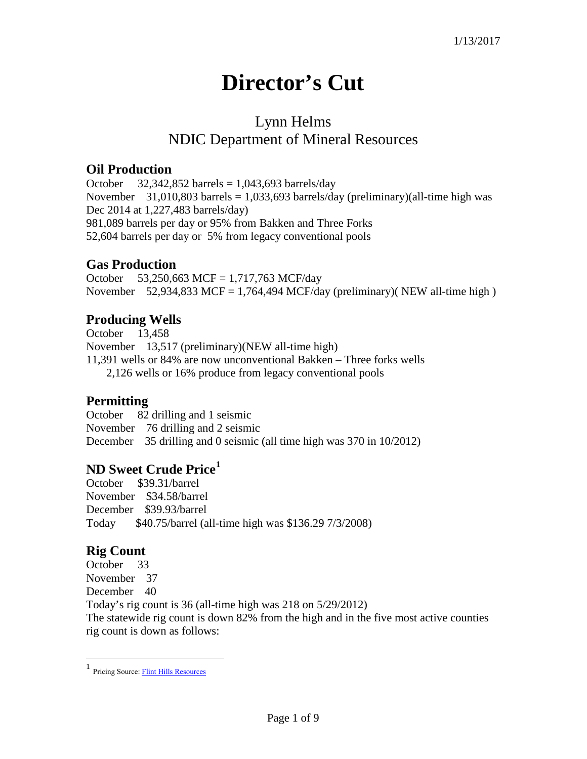1/13/2017

# Director's Cut

## Lynn Helms
## NDIC Department of Mineral Resources

### Oil Production

October 32,342,852 barrels = 1,043,693 barrels/day
November 31,010,803 barrels = 1,033,693 barrels/day (preliminary)(all-time high was Dec 2014 at 1,227,483 barrels/day)
981,089 barrels per day or 95% from Bakken and Three Forks
52,604 barrels per day or 5% from legacy conventional pools

### Gas Production

October 53,250,663 MCF = 1,717,763 MCF/day
November 52,934,833 MCF = 1,764,494 MCF/day (preliminary)( NEW all-time high )

### Producing Wells

October 13,458
November 13,517 (preliminary)(NEW all-time high)
11,391 wells or 84% are now unconventional Bakken – Three forks wells
2,126 wells or 16% produce from legacy conventional pools

### Permitting

October 82 drilling and 1 seismic
November 76 drilling and 2 seismic
December 35 drilling and 0 seismic (all time high was 370 in 10/2012)

### ND Sweet Crude Price[1]

October $39.31/barrel
November $34.58/barrel
December $39.93/barrel
Today $40.75/barrel (all-time high was $136.29 7/3/2008)

### Rig Count

October 33
November 37
December 40
Today's rig count is 36 (all-time high was 218 on 5/29/2012)
The statewide rig count is down 82% from the high and in the five most active counties rig count is down as follows:

[1] Pricing Source: Flint Hills Resources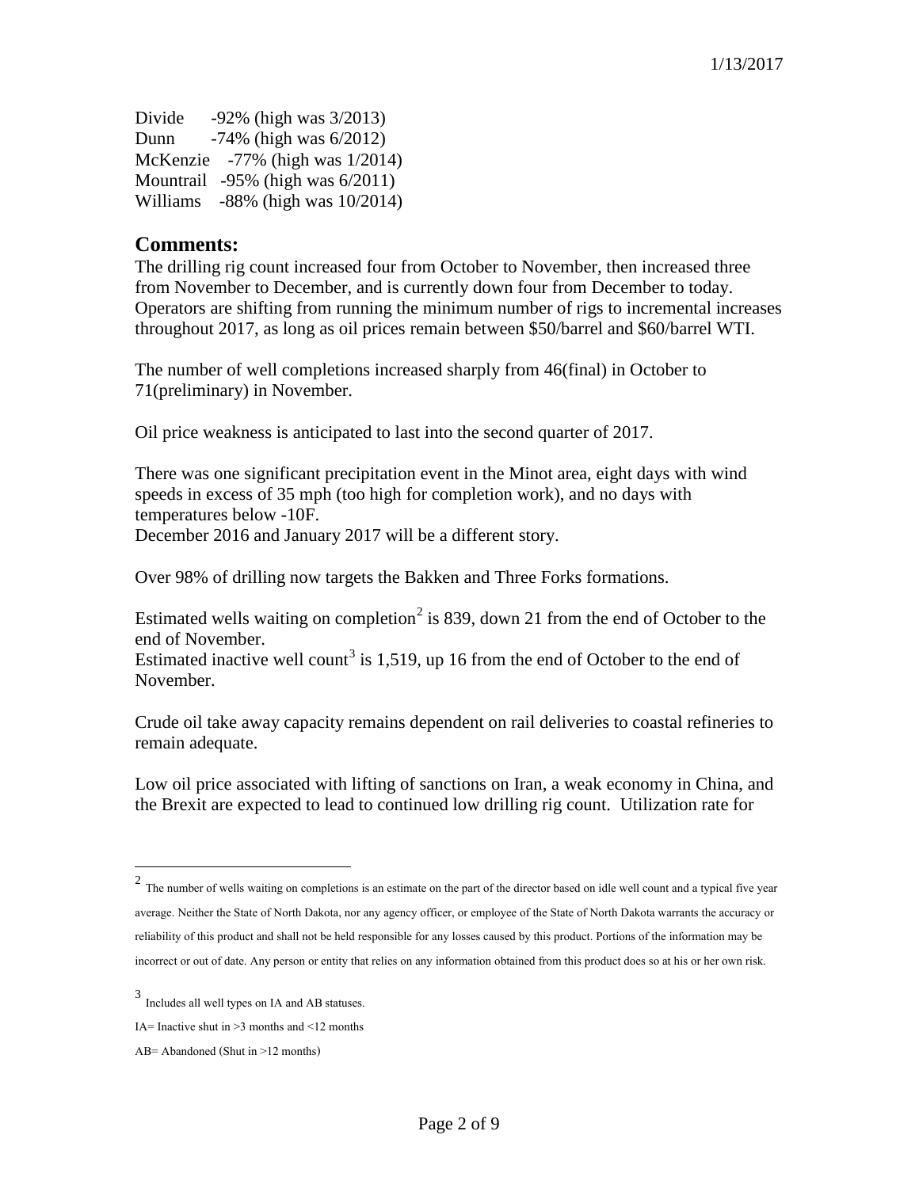Divide -92% (high was 3/2013)
Dunn -74% (high was 6/2012)
McKenzie -77% (high was 1/2014)
Mountrail -95% (high was 6/2011)
Williams -88% (high was 10/2014)

## Comments:

The drilling rig count increased four from October to November, then increased three from November to December, and is currently down four from December to today. Operators are shifting from running the minimum number of rigs to incremental increases throughout 2017, as long as oil prices remain between $50/barrel and $60/barrel WTI.

The number of well completions increased sharply from 46(final) in October to 71(preliminary) in November.

Oil price weakness is anticipated to last into the second quarter of 2017.

There was one significant precipitation event in the Minot area, eight days with wind speeds in excess of 35 mph (too high for completion work), and no days with temperatures below -10F.
December 2016 and January 2017 will be a different story.

Over 98% of drilling now targets the Bakken and Three Forks formations.

Estimated wells waiting on completion[2] is 839, down 21 from the end of October to the end of November.
Estimated inactive well count[3] is 1,519, up 16 from the end of October to the end of November.

Crude oil take away capacity remains dependent on rail deliveries to coastal refineries to remain adequate.

Low oil price associated with lifting of sanctions on Iran, a weak economy in China, and the Brexit are expected to lead to continued low drilling rig count. Utilization rate for

---

[2] The number of wells waiting on completions is an estimate on the part of the director based on idle well count and a typical five year average. Neither the State of North Dakota, nor any agency officer, or employee of the State of North Dakota warrants the accuracy or reliability of this product and shall not be held responsible for any losses caused by this product. Portions of the information may be incorrect or out of date. Any person or entity that relies on any information obtained from this product does so at his or her own risk.

[3] Includes all well types on IA and AB statuses.

IA= Inactive shut in >3 months and <12 months

AB= Abandoned (Shut in >12 months)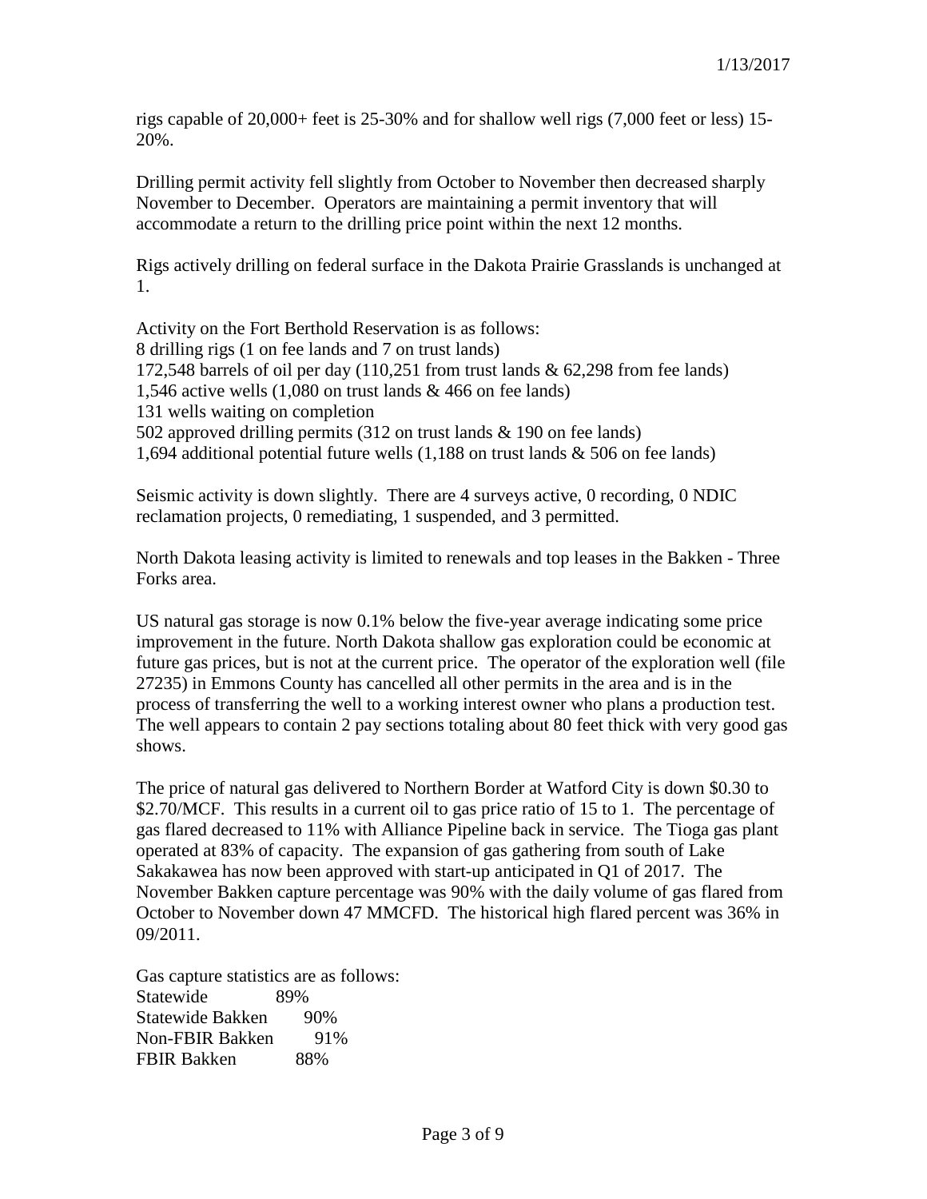rigs capable of 20,000+ feet is 25-30% and for shallow well rigs (7,000 feet or less) 15-20%.

Drilling permit activity fell slightly from October to November then decreased sharply November to December. Operators are maintaining a permit inventory that will accommodate a return to the drilling price point within the next 12 months.

Rigs actively drilling on federal surface in the Dakota Prairie Grasslands is unchanged at 1.

Activity on the Fort Berthold Reservation is as follows:
8 drilling rigs (1 on fee lands and 7 on trust lands)
172,548 barrels of oil per day (110,251 from trust lands & 62,298 from fee lands)
1,546 active wells (1,080 on trust lands & 466 on fee lands)
131 wells waiting on completion
502 approved drilling permits (312 on trust lands & 190 on fee lands)
1,694 additional potential future wells (1,188 on trust lands & 506 on fee lands)

Seismic activity is down slightly. There are 4 surveys active, 0 recording, 0 NDIC reclamation projects, 0 remediating, 1 suspended, and 3 permitted.

North Dakota leasing activity is limited to renewals and top leases in the Bakken - Three Forks area.

US natural gas storage is now 0.1% below the five-year average indicating some price improvement in the future. North Dakota shallow gas exploration could be economic at future gas prices, but is not at the current price. The operator of the exploration well (file 27235) in Emmons County has cancelled all other permits in the area and is in the process of transferring the well to a working interest owner who plans a production test. The well appears to contain 2 pay sections totaling about 80 feet thick with very good gas shows.

The price of natural gas delivered to Northern Border at Watford City is down $0.30 to $2.70/MCF. This results in a current oil to gas price ratio of 15 to 1. The percentage of gas flared decreased to 11% with Alliance Pipeline back in service. The Tioga gas plant operated at 83% of capacity. The expansion of gas gathering from south of Lake Sakakawea has now been approved with start-up anticipated in Q1 of 2017. The November Bakken capture percentage was 90% with the daily volume of gas flared from October to November down 47 MMCFD. The historical high flared percent was 36% in 09/2011.

Gas capture statistics are as follows:

| | |
|---|---|
| Statewide | 89% |
| Statewide Bakken | 90% |
| Non-FBIR Bakken | 91% |
| FBIR Bakken | 88% |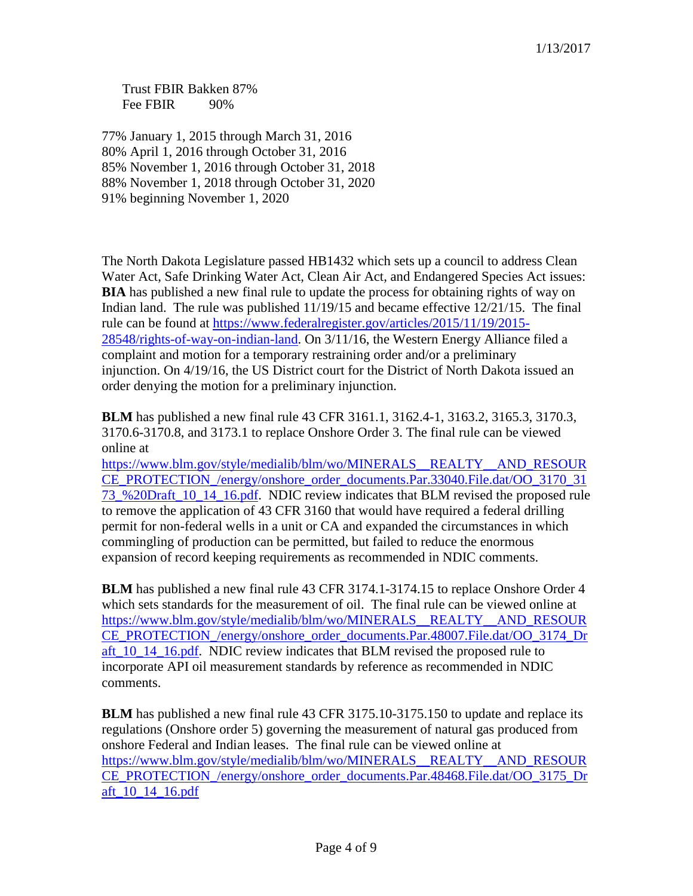Trust FBIR Bakken 87%
Fee FBIR 90%

77% January 1, 2015 through March 31, 2016
80% April 1, 2016 through October 31, 2016
85% November 1, 2016 through October 31, 2018
88% November 1, 2018 through October 31, 2020
91% beginning November 1, 2020

The North Dakota Legislature passed HB1432 which sets up a council to address Clean Water Act, Safe Drinking Water Act, Clean Air Act, and Endangered Species Act issues: **BIA** has published a new final rule to update the process for obtaining rights of way on Indian land. The rule was published 11/19/15 and became effective 12/21/15. The final rule can be found at [https://www.federalregister.gov/articles/2015/11/19/2015-28548/rights-of-way-on-indian-land](https://www.federalregister.gov/articles/2015/11/19/2015-28548/rights-of-way-on-indian-land). On 3/11/16, the Western Energy Alliance filed a complaint and motion for a temporary restraining order and/or a preliminary injunction. On 4/19/16, the US District court for the District of North Dakota issued an order denying the motion for a preliminary injunction.

**BLM** has published a new final rule 43 CFR 3161.1, 3162.4-1, 3163.2, 3165.3, 3170.3, 3170.6-3170.8, and 3173.1 to replace Onshore Order 3. The final rule can be viewed online at [https://www.blm.gov/style/medialib/blm/wo/MINERALS__REALTY__AND_RESOURCE_PROTECTION_/energy/onshore_order_documents.Par.33040.File.dat/OO_3170_3173_%20Draft_10_14_16.pdf](https://www.blm.gov/style/medialib/blm/wo/MINERALS__REALTY__AND_RESOURCE_PROTECTION_/energy/onshore_order_documents.Par.33040.File.dat/OO_3170_3173_%20Draft_10_14_16.pdf). NDIC review indicates that BLM revised the proposed rule to remove the application of 43 CFR 3160 that would have required a federal drilling permit for non-federal wells in a unit or CA and expanded the circumstances in which commingling of production can be permitted, but failed to reduce the enormous expansion of record keeping requirements as recommended in NDIC comments.

**BLM** has published a new final rule 43 CFR 3174.1-3174.15 to replace Onshore Order 4 which sets standards for the measurement of oil. The final rule can be viewed online at [https://www.blm.gov/style/medialib/blm/wo/MINERALS__REALTY__AND_RESOURCE_PROTECTION_/energy/onshore_order_documents.Par.48007.File.dat/OO_3174_Draft_10_14_16.pdf](https://www.blm.gov/style/medialib/blm/wo/MINERALS__REALTY__AND_RESOURCE_PROTECTION_/energy/onshore_order_documents.Par.48007.File.dat/OO_3174_Draft_10_14_16.pdf). NDIC review indicates that BLM revised the proposed rule to incorporate API oil measurement standards by reference as recommended in NDIC comments.

**BLM** has published a new final rule 43 CFR 3175.10-3175.150 to update and replace its regulations (Onshore order 5) governing the measurement of natural gas produced from onshore Federal and Indian leases. The final rule can be viewed online at [https://www.blm.gov/style/medialib/blm/wo/MINERALS__REALTY__AND_RESOURCE_PROTECTION_/energy/onshore_order_documents.Par.48468.File.dat/OO_3175_Draft_10_14_16.pdf](https://www.blm.gov/style/medialib/blm/wo/MINERALS__REALTY__AND_RESOURCE_PROTECTION_/energy/onshore_order_documents.Par.48468.File.dat/OO_3175_Draft_10_14_16.pdf)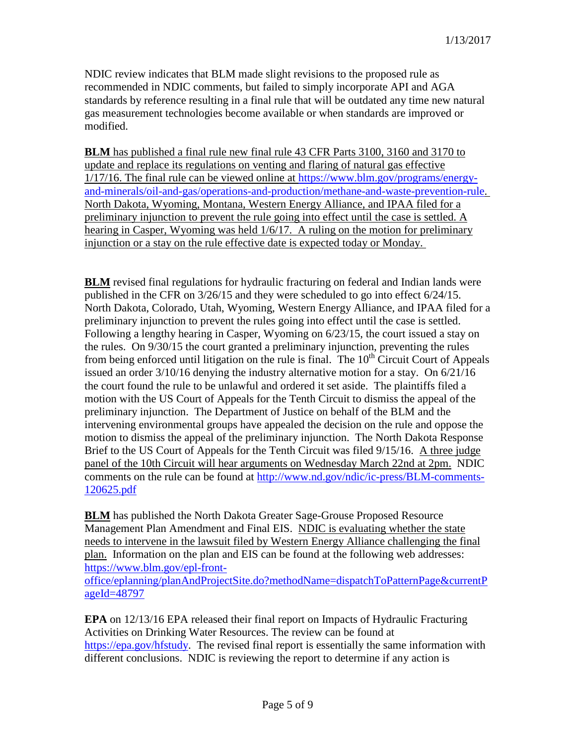NDIC review indicates that BLM made slight revisions to the proposed rule as recommended in NDIC comments, but failed to simply incorporate API and AGA standards by reference resulting in a final rule that will be outdated any time new natural gas measurement technologies become available or when standards are improved or modified.

**BLM** has published a final rule new final rule 43 CFR Parts 3100, 3160 and 3170 to update and replace its regulations on venting and flaring of natural gas effective 1/17/16. The final rule can be viewed online at https://www.blm.gov/programs/energy-and-minerals/oil-and-gas/operations-and-production/methane-and-waste-prevention-rule. North Dakota, Wyoming, Montana, Western Energy Alliance, and IPAA filed for a preliminary injunction to prevent the rule going into effect until the case is settled. A hearing in Casper, Wyoming was held 1/6/17. A ruling on the motion for preliminary injunction or a stay on the rule effective date is expected today or Monday.

**BLM** revised final regulations for hydraulic fracturing on federal and Indian lands were published in the CFR on 3/26/15 and they were scheduled to go into effect 6/24/15. North Dakota, Colorado, Utah, Wyoming, Western Energy Alliance, and IPAA filed for a preliminary injunction to prevent the rules going into effect until the case is settled. Following a lengthy hearing in Casper, Wyoming on 6/23/15, the court issued a stay on the rules. On 9/30/15 the court granted a preliminary injunction, preventing the rules from being enforced until litigation on the rule is final. The 10th Circuit Court of Appeals issued an order 3/10/16 denying the industry alternative motion for a stay. On 6/21/16 the court found the rule to be unlawful and ordered it set aside. The plaintiffs filed a motion with the US Court of Appeals for the Tenth Circuit to dismiss the appeal of the preliminary injunction. The Department of Justice on behalf of the BLM and the intervening environmental groups have appealed the decision on the rule and oppose the motion to dismiss the appeal of the preliminary injunction. The North Dakota Response Brief to the US Court of Appeals for the Tenth Circuit was filed 9/15/16. A three judge panel of the 10th Circuit will hear arguments on Wednesday March 22nd at 2pm. NDIC comments on the rule can be found at http://www.nd.gov/ndic/ic-press/BLM-comments-120625.pdf

**BLM** has published the North Dakota Greater Sage-Grouse Proposed Resource Management Plan Amendment and Final EIS. NDIC is evaluating whether the state needs to intervene in the lawsuit filed by Western Energy Alliance challenging the final plan. Information on the plan and EIS can be found at the following web addresses: https://www.blm.gov/epl-front-office/eplanning/planAndProjectSite.do?methodName=dispatchToPatternPage&currentPageId=48797

**EPA** on 12/13/16 EPA released their final report on Impacts of Hydraulic Fracturing Activities on Drinking Water Resources. The review can be found at https://epa.gov/hfstudy. The revised final report is essentially the same information with different conclusions. NDIC is reviewing the report to determine if any action is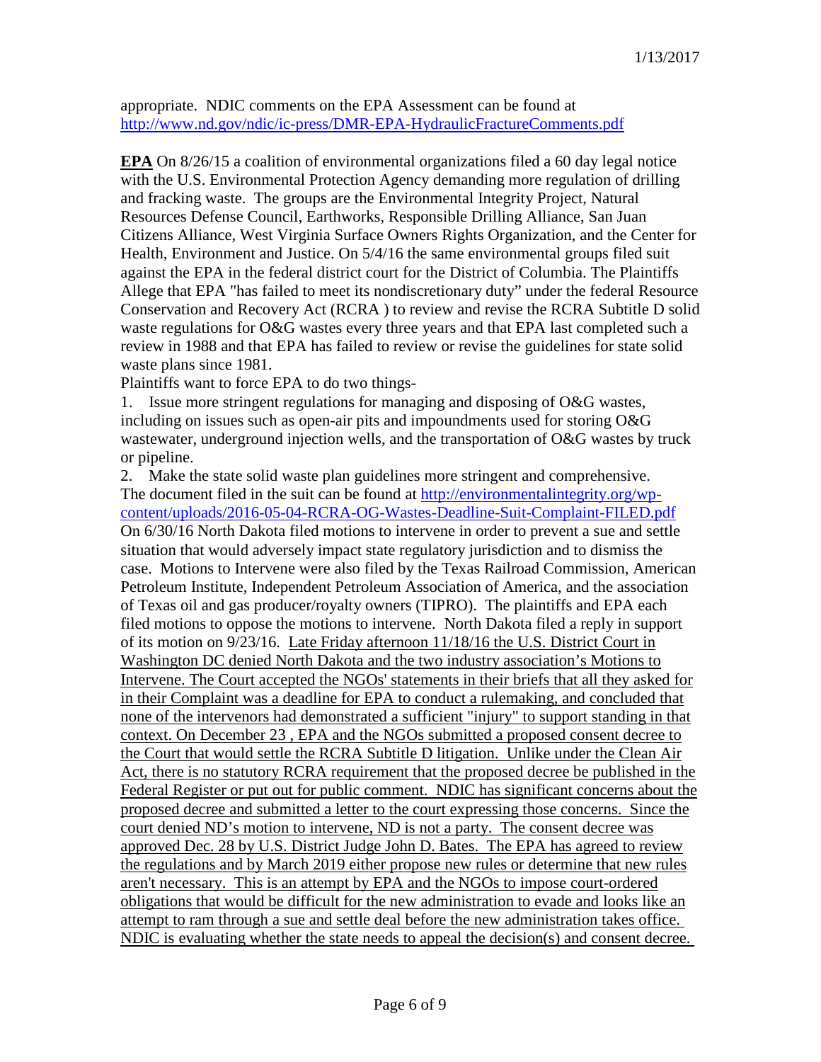appropriate. NDIC comments on the EPA Assessment can be found at http://www.nd.gov/ndic/ic-press/DMR-EPA-HydraulicFractureComments.pdf

**EPA** On 8/26/15 a coalition of environmental organizations filed a 60 day legal notice with the U.S. Environmental Protection Agency demanding more regulation of drilling and fracking waste. The groups are the Environmental Integrity Project, Natural Resources Defense Council, Earthworks, Responsible Drilling Alliance, San Juan Citizens Alliance, West Virginia Surface Owners Rights Organization, and the Center for Health, Environment and Justice. On 5/4/16 the same environmental groups filed suit against the EPA in the federal district court for the District of Columbia. The Plaintiffs Allege that EPA "has failed to meet its nondiscretionary duty" under the federal Resource Conservation and Recovery Act (RCRA ) to review and revise the RCRA Subtitle D solid waste regulations for O&G wastes every three years and that EPA last completed such a review in 1988 and that EPA has failed to review or revise the guidelines for state solid waste plans since 1981.

Plaintiffs want to force EPA to do two things-

1. Issue more stringent regulations for managing and disposing of O&G wastes, including on issues such as open-air pits and impoundments used for storing O&G wastewater, underground injection wells, and the transportation of O&G wastes by truck or pipeline.
2. Make the state solid waste plan guidelines more stringent and comprehensive.

The document filed in the suit can be found at http://environmentalintegrity.org/wp-content/uploads/2016-05-04-RCRA-OG-Wastes-Deadline-Suit-Complaint-FILED.pdf
On 6/30/16 North Dakota filed motions to intervene in order to prevent a sue and settle situation that would adversely impact state regulatory jurisdiction and to dismiss the case. Motions to Intervene were also filed by the Texas Railroad Commission, American Petroleum Institute, Independent Petroleum Association of America, and the association of Texas oil and gas producer/royalty owners (TIPRO). The plaintiffs and EPA each filed motions to oppose the motions to intervene. North Dakota filed a reply in support of its motion on 9/23/16. Late Friday afternoon 11/18/16 the U.S. District Court in Washington DC denied North Dakota and the two industry association's Motions to Intervene. The Court accepted the NGOs' statements in their briefs that all they asked for in their Complaint was a deadline for EPA to conduct a rulemaking, and concluded that none of the intervenors had demonstrated a sufficient "injury" to support standing in that context. On December 23 , EPA and the NGOs submitted a proposed consent decree to the Court that would settle the RCRA Subtitle D litigation. Unlike under the Clean Air Act, there is no statutory RCRA requirement that the proposed decree be published in the Federal Register or put out for public comment. NDIC has significant concerns about the proposed decree and submitted a letter to the court expressing those concerns. Since the court denied ND's motion to intervene, ND is not a party. The consent decree was approved Dec. 28 by U.S. District Judge John D. Bates. The EPA has agreed to review the regulations and by March 2019 either propose new rules or determine that new rules aren't necessary. This is an attempt by EPA and the NGOs to impose court-ordered obligations that would be difficult for the new administration to evade and looks like an attempt to ram through a sue and settle deal before the new administration takes office. NDIC is evaluating whether the state needs to appeal the decision(s) and consent decree.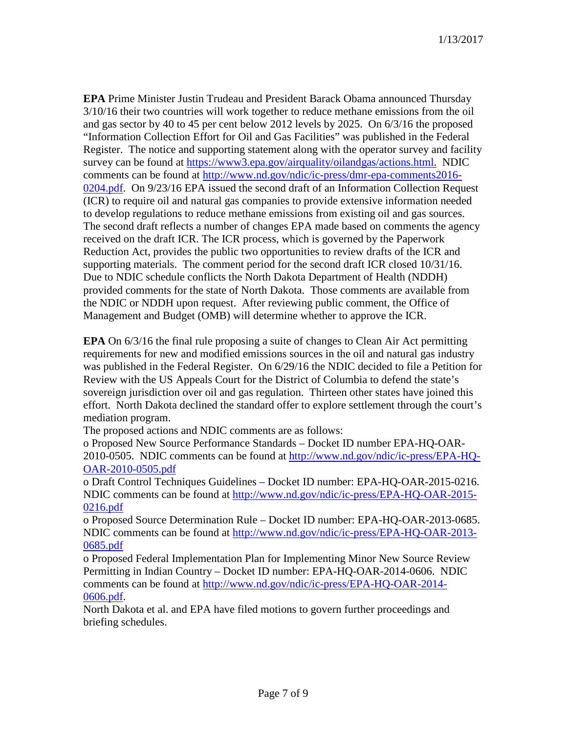**EPA** Prime Minister Justin Trudeau and President Barack Obama announced Thursday 3/10/16 their two countries will work together to reduce methane emissions from the oil and gas sector by 40 to 45 per cent below 2012 levels by 2025. On 6/3/16 the proposed "Information Collection Effort for Oil and Gas Facilities" was published in the Federal Register. The notice and supporting statement along with the operator survey and facility survey can be found at [https://www3.epa.gov/airquality/oilandgas/actions.html.](https://www3.epa.gov/airquality/oilandgas/actions.html) NDIC comments can be found at [http://www.nd.gov/ndic/ic-press/dmr-epa-comments2016-0204.pdf](http://www.nd.gov/ndic/ic-press/dmr-epa-comments2016-0204.pdf). On 9/23/16 EPA issued the second draft of an Information Collection Request (ICR) to require oil and natural gas companies to provide extensive information needed to develop regulations to reduce methane emissions from existing oil and gas sources. The second draft reflects a number of changes EPA made based on comments the agency received on the draft ICR. The ICR process, which is governed by the Paperwork Reduction Act, provides the public two opportunities to review drafts of the ICR and supporting materials. The comment period for the second draft ICR closed 10/31/16. Due to NDIC schedule conflicts the North Dakota Department of Health (NDDH) provided comments for the state of North Dakota. Those comments are available from the NDIC or NDDH upon request. After reviewing public comment, the Office of Management and Budget (OMB) will determine whether to approve the ICR.

**EPA** On 6/3/16 the final rule proposing a suite of changes to Clean Air Act permitting requirements for new and modified emissions sources in the oil and natural gas industry was published in the Federal Register. On 6/29/16 the NDIC decided to file a Petition for Review with the US Appeals Court for the District of Columbia to defend the state's sovereign jurisdiction over oil and gas regulation. Thirteen other states have joined this effort. North Dakota declined the standard offer to explore settlement through the court's mediation program.

The proposed actions and NDIC comments are as follows:

- Proposed New Source Performance Standards – Docket ID number EPA-HQ-OAR-2010-0505. NDIC comments can be found at [http://www.nd.gov/ndic/ic-press/EPA-HQ-OAR-2010-0505.pdf](http://www.nd.gov/ndic/ic-press/EPA-HQ-OAR-2010-0505.pdf)
- Draft Control Techniques Guidelines – Docket ID number: EPA-HQ-OAR-2015-0216. NDIC comments can be found at [http://www.nd.gov/ndic/ic-press/EPA-HQ-OAR-2015-0216.pdf](http://www.nd.gov/ndic/ic-press/EPA-HQ-OAR-2015-0216.pdf)
- Proposed Source Determination Rule – Docket ID number: EPA-HQ-OAR-2013-0685. NDIC comments can be found at [http://www.nd.gov/ndic/ic-press/EPA-HQ-OAR-2013-0685.pdf](http://www.nd.gov/ndic/ic-press/EPA-HQ-OAR-2013-0685.pdf)
- Proposed Federal Implementation Plan for Implementing Minor New Source Review Permitting in Indian Country – Docket ID number: EPA-HQ-OAR-2014-0606. NDIC comments can be found at [http://www.nd.gov/ndic/ic-press/EPA-HQ-OAR-2014-0606.pdf](http://www.nd.gov/ndic/ic-press/EPA-HQ-OAR-2014-0606.pdf).

North Dakota et al. and EPA have filed motions to govern further proceedings and briefing schedules.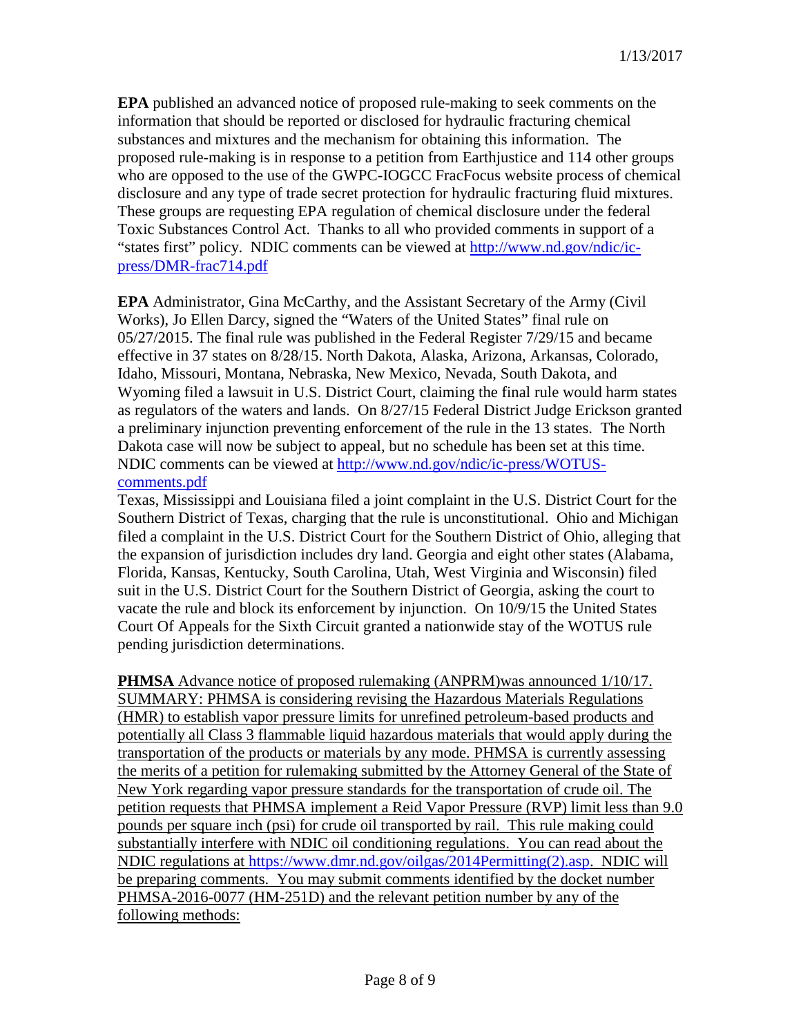**EPA** published an advanced notice of proposed rule-making to seek comments on the information that should be reported or disclosed for hydraulic fracturing chemical substances and mixtures and the mechanism for obtaining this information. The proposed rule-making is in response to a petition from Earthjustice and 114 other groups who are opposed to the use of the GWPC-IOGCC FracFocus website process of chemical disclosure and any type of trade secret protection for hydraulic fracturing fluid mixtures. These groups are requesting EPA regulation of chemical disclosure under the federal Toxic Substances Control Act. Thanks to all who provided comments in support of a "states first" policy. NDIC comments can be viewed at [http://www.nd.gov/ndic/ic-press/DMR-frac714.pdf](http://www.nd.gov/ndic/ic-press/DMR-frac714.pdf)

**EPA** Administrator, Gina McCarthy, and the Assistant Secretary of the Army (Civil Works), Jo Ellen Darcy, signed the "Waters of the United States" final rule on 05/27/2015. The final rule was published in the Federal Register 7/29/15 and became effective in 37 states on 8/28/15. North Dakota, Alaska, Arizona, Arkansas, Colorado, Idaho, Missouri, Montana, Nebraska, New Mexico, Nevada, South Dakota, and Wyoming filed a lawsuit in U.S. District Court, claiming the final rule would harm states as regulators of the waters and lands. On 8/27/15 Federal District Judge Erickson granted a preliminary injunction preventing enforcement of the rule in the 13 states. The North Dakota case will now be subject to appeal, but no schedule has been set at this time. NDIC comments can be viewed at [http://www.nd.gov/ndic/ic-press/WOTUS-comments.pdf](http://www.nd.gov/ndic/ic-press/WOTUS-comments.pdf)
Texas, Mississippi and Louisiana filed a joint complaint in the U.S. District Court for the Southern District of Texas, charging that the rule is unconstitutional. Ohio and Michigan filed a complaint in the U.S. District Court for the Southern District of Ohio, alleging that the expansion of jurisdiction includes dry land. Georgia and eight other states (Alabama, Florida, Kansas, Kentucky, South Carolina, Utah, West Virginia and Wisconsin) filed suit in the U.S. District Court for the Southern District of Georgia, asking the court to vacate the rule and block its enforcement by injunction. On 10/9/15 the United States Court Of Appeals for the Sixth Circuit granted a nationwide stay of the WOTUS rule pending jurisdiction determinations.

**PHMSA** Advance notice of proposed rulemaking (ANPRM)was announced 1/10/17. SUMMARY: PHMSA is considering revising the Hazardous Materials Regulations (HMR) to establish vapor pressure limits for unrefined petroleum-based products and potentially all Class 3 flammable liquid hazardous materials that would apply during the transportation of the products or materials by any mode. PHMSA is currently assessing the merits of a petition for rulemaking submitted by the Attorney General of the State of New York regarding vapor pressure standards for the transportation of crude oil. The petition requests that PHMSA implement a Reid Vapor Pressure (RVP) limit less than 9.0 pounds per square inch (psi) for crude oil transported by rail. This rule making could substantially interfere with NDIC oil conditioning regulations. You can read about the NDIC regulations at [https://www.dmr.nd.gov/oilgas/2014Permitting(2).asp](https://www.dmr.nd.gov/oilgas/2014Permitting(2).asp). NDIC will be preparing comments. You may submit comments identified by the docket number PHMSA-2016-0077 (HM-251D) and the relevant petition number by any of the following methods: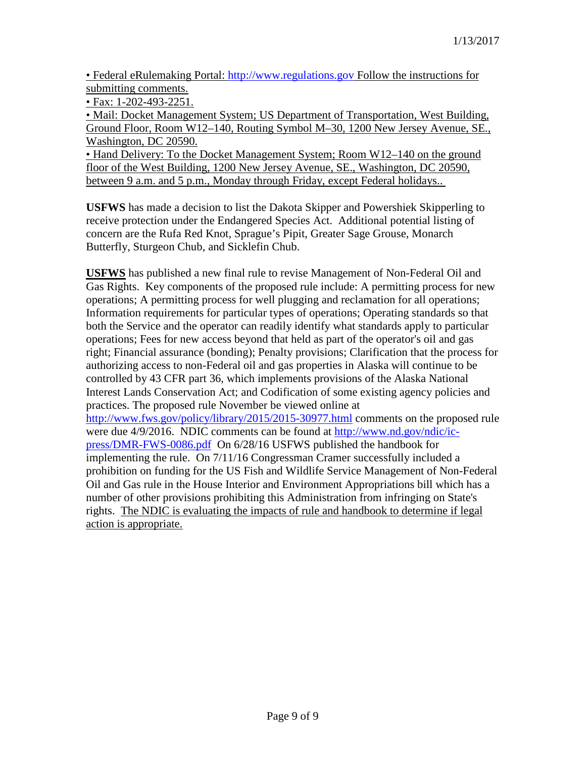• Federal eRulemaking Portal: http://www.regulations.gov Follow the instructions for submitting comments.

• Fax: 1-202-493-2251.

• Mail: Docket Management System; US Department of Transportation, West Building, Ground Floor, Room W12–140, Routing Symbol M–30, 1200 New Jersey Avenue, SE., Washington, DC 20590.

• Hand Delivery: To the Docket Management System; Room W12–140 on the ground floor of the West Building, 1200 New Jersey Avenue, SE., Washington, DC 20590, between 9 a.m. and 5 p.m., Monday through Friday, except Federal holidays..

**USFWS** has made a decision to list the Dakota Skipper and Powershiek Skipperling to receive protection under the Endangered Species Act. Additional potential listing of concern are the Rufa Red Knot, Sprague's Pipit, Greater Sage Grouse, Monarch Butterfly, Sturgeon Chub, and Sicklefin Chub.

**USFWS** has published a new final rule to revise Management of Non-Federal Oil and Gas Rights. Key components of the proposed rule include: A permitting process for new operations; A permitting process for well plugging and reclamation for all operations; Information requirements for particular types of operations; Operating standards so that both the Service and the operator can readily identify what standards apply to particular operations; Fees for new access beyond that held as part of the operator's oil and gas right; Financial assurance (bonding); Penalty provisions; Clarification that the process for authorizing access to non-Federal oil and gas properties in Alaska will continue to be controlled by 43 CFR part 36, which implements provisions of the Alaska National Interest Lands Conservation Act; and Codification of some existing agency policies and practices. The proposed rule November be viewed online at http://www.fws.gov/policy/library/2015/2015-30977.html comments on the proposed rule were due 4/9/2016. NDIC comments can be found at http://www.nd.gov/ndic/ic-press/DMR-FWS-0086.pdf On 6/28/16 USFWS published the handbook for implementing the rule. On 7/11/16 Congressman Cramer successfully included a prohibition on funding for the US Fish and Wildlife Service Management of Non-Federal Oil and Gas rule in the House Interior and Environment Appropriations bill which has a number of other provisions prohibiting this Administration from infringing on State's rights. The NDIC is evaluating the impacts of rule and handbook to determine if legal action is appropriate.